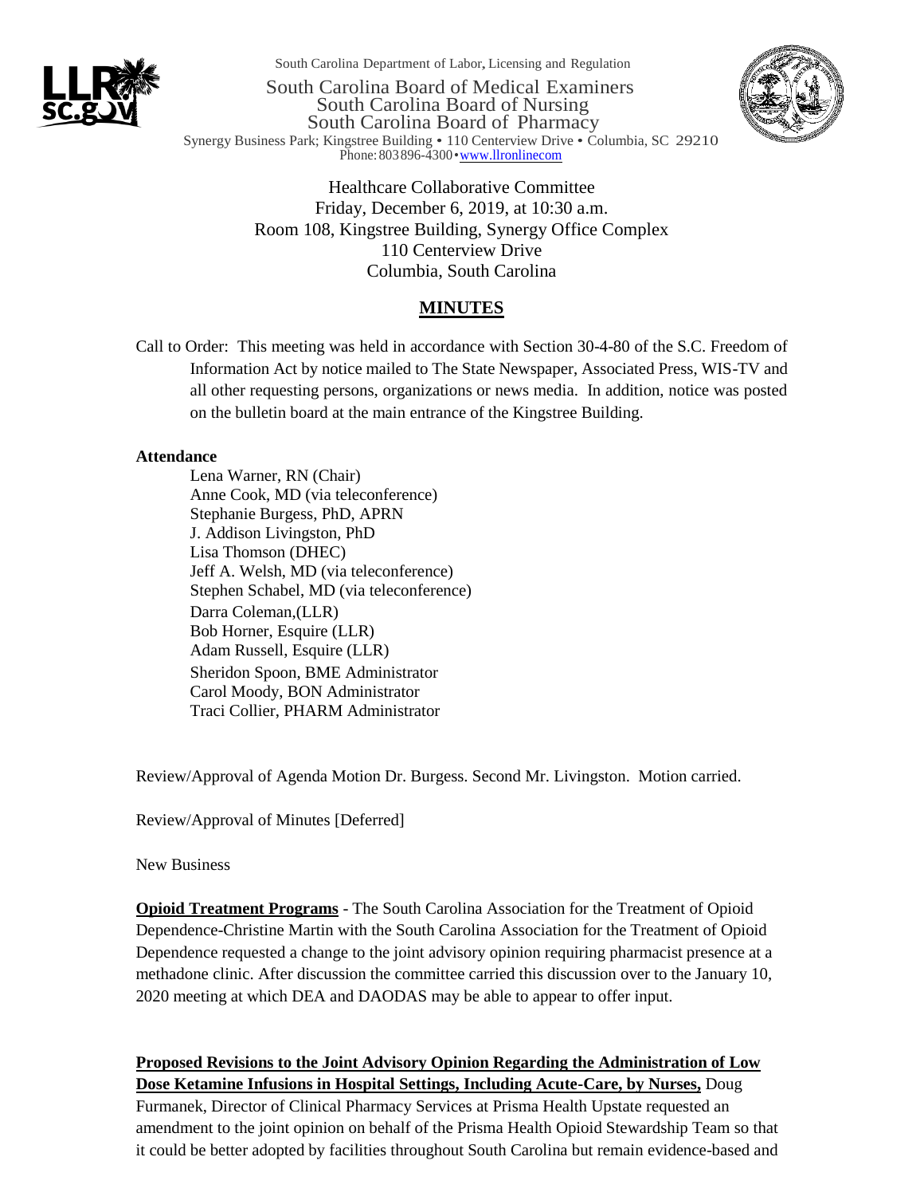South Carolina Department of Labor, Licensing and Regulation

South Carolina Board of Medical Examiners
South Carolina Board of Nursing
South Carolina Board of Pharmacy

Synergy Business Park; Kingstree Building • 110 Centerview Drive • Columbia, SC 29210
Phone: 803 896-4300 • www.llronlinecom

Healthcare Collaborative Committee
Friday, December 6, 2019, at 10:30 a.m.
Room 108, Kingstree Building, Synergy Office Complex
110 Centerview Drive
Columbia, South Carolina

# MINUTES

Call to Order: This meeting was held in accordance with Section 30-4-80 of the S.C. Freedom of Information Act by notice mailed to The State Newspaper, Associated Press, WIS-TV and all other requesting persons, organizations or news media. In addition, notice was posted on the bulletin board at the main entrance of the Kingstree Building.

**Attendance**

Lena Warner, RN (Chair)
Anne Cook, MD (via teleconference)
Stephanie Burgess, PhD, APRN
J. Addison Livingston, PhD
Lisa Thomson (DHEC)
Jeff A. Welsh, MD (via teleconference)
Stephen Schabel, MD (via teleconference)
Darra Coleman,(LLR)
Bob Horner, Esquire (LLR)
Adam Russell, Esquire (LLR)
Sheridon Spoon, BME Administrator
Carol Moody, BON Administrator
Traci Collier, PHARM Administrator

Review/Approval of Agenda Motion Dr. Burgess. Second Mr. Livingston. Motion carried.

Review/Approval of Minutes [Deferred]

New Business

**Opioid Treatment Programs** - The South Carolina Association for the Treatment of Opioid Dependence-Christine Martin with the South Carolina Association for the Treatment of Opioid Dependence requested a change to the joint advisory opinion requiring pharmacist presence at a methadone clinic. After discussion the committee carried this discussion over to the January 10, 2020 meeting at which DEA and DAODAS may be able to appear to offer input.

**Proposed Revisions to the Joint Advisory Opinion Regarding the Administration of Low Dose Ketamine Infusions in Hospital Settings, Including Acute-Care, by Nurses,** Doug Furmanek, Director of Clinical Pharmacy Services at Prisma Health Upstate requested an amendment to the joint opinion on behalf of the Prisma Health Opioid Stewardship Team so that it could be better adopted by facilities throughout South Carolina but remain evidence-based and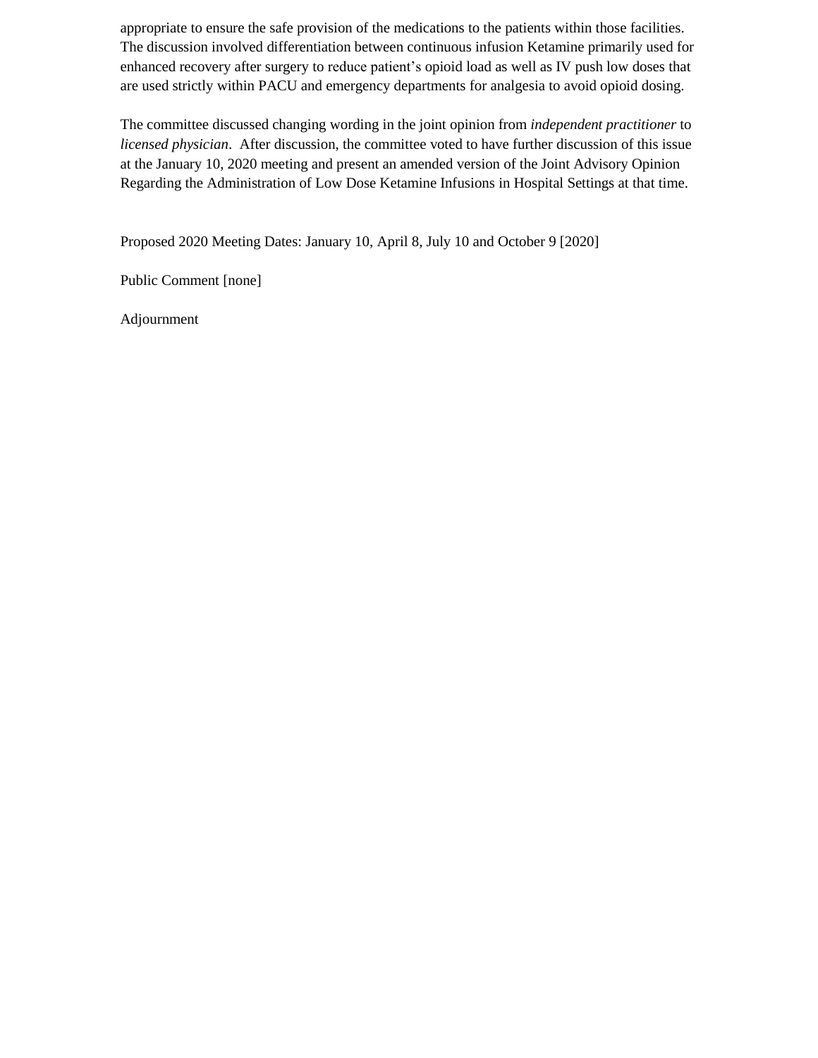appropriate to ensure the safe provision of the medications to the patients within those facilities. The discussion involved differentiation between continuous infusion Ketamine primarily used for enhanced recovery after surgery to reduce patient's opioid load as well as IV push low doses that are used strictly within PACU and emergency departments for analgesia to avoid opioid dosing.

The committee discussed changing wording in the joint opinion from *independent practitioner* to *licensed physician*. After discussion, the committee voted to have further discussion of this issue at the January 10, 2020 meeting and present an amended version of the Joint Advisory Opinion Regarding the Administration of Low Dose Ketamine Infusions in Hospital Settings at that time.

Proposed 2020 Meeting Dates: January 10, April 8, July 10 and October 9 [2020]

Public Comment [none]

Adjournment